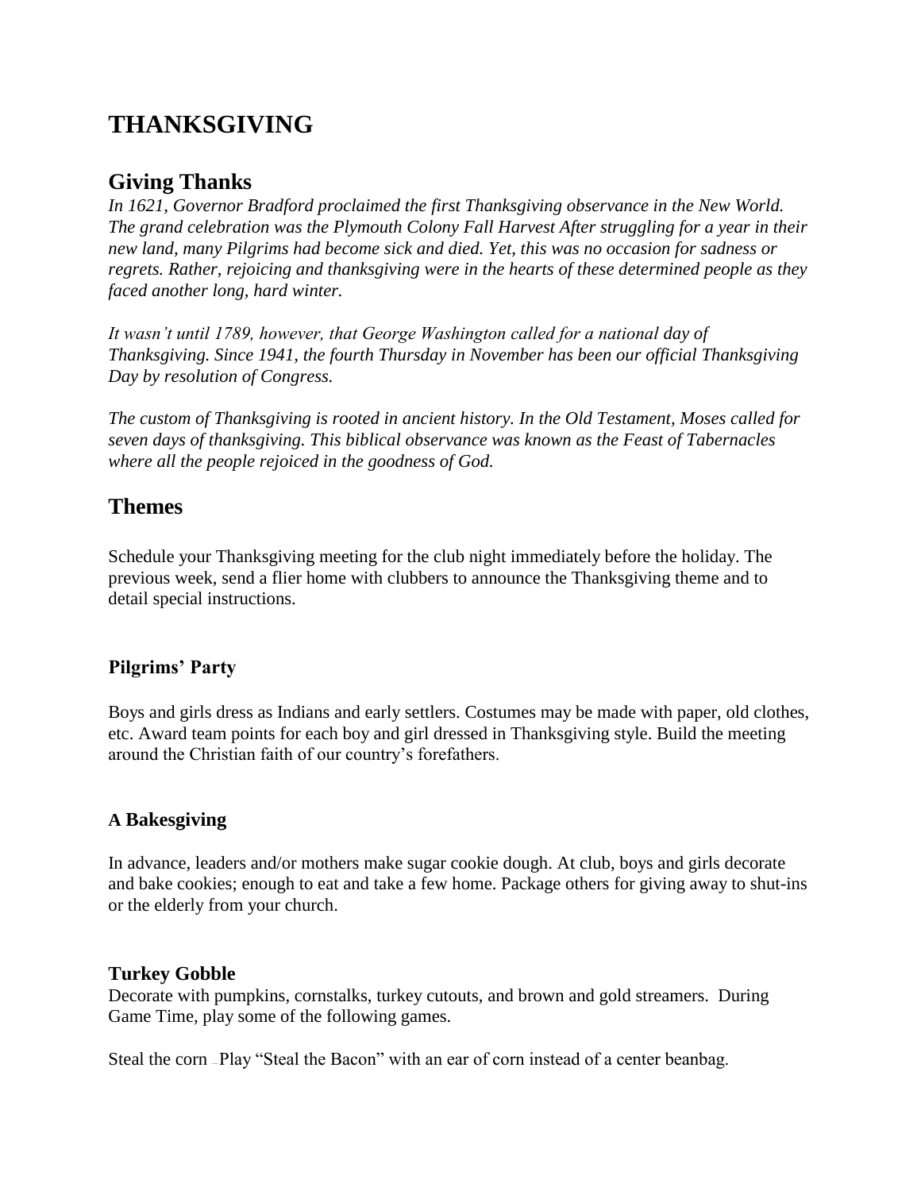# THANKSGIVING

## Giving Thanks

*In 1621, Governor Bradford proclaimed the first Thanksgiving observance in the New World. The grand celebration was the Plymouth Colony Fall Harvest After struggling for a year in their new land, many Pilgrims had become sick and died. Yet, this was no occasion for sadness or regrets. Rather, rejoicing and thanksgiving were in the hearts of these determined people as they faced another long, hard winter.*

*It wasn't until 1789, however, that George Washington called for a national day of Thanksgiving. Since 1941, the fourth Thursday in November has been our official Thanksgiving Day by resolution of Congress.*

*The custom of Thanksgiving is rooted in ancient history. In the Old Testament, Moses called for seven days of thanksgiving. This biblical observance was known as the Feast of Tabernacles where all the people rejoiced in the goodness of God.*

## Themes

Schedule your Thanksgiving meeting for the club night immediately before the holiday. The previous week, send a flier home with clubbers to announce the Thanksgiving theme and to detail special instructions.

### Pilgrims' Party

Boys and girls dress as Indians and early settlers. Costumes may be made with paper, old clothes, etc. Award team points for each boy and girl dressed in Thanksgiving style. Build the meeting around the Christian faith of our country's forefathers.

### A Bakesgiving

In advance, leaders and/or mothers make sugar cookie dough. At club, boys and girls decorate and bake cookies; enough to eat and take a few home. Package others for giving away to shut-ins or the elderly from your church.

### Turkey Gobble

Decorate with pumpkins, cornstalks, turkey cutouts, and brown and gold streamers. During Game Time, play some of the following games.

Steal the corn – Play "Steal the Bacon" with an ear of corn instead of a center beanbag.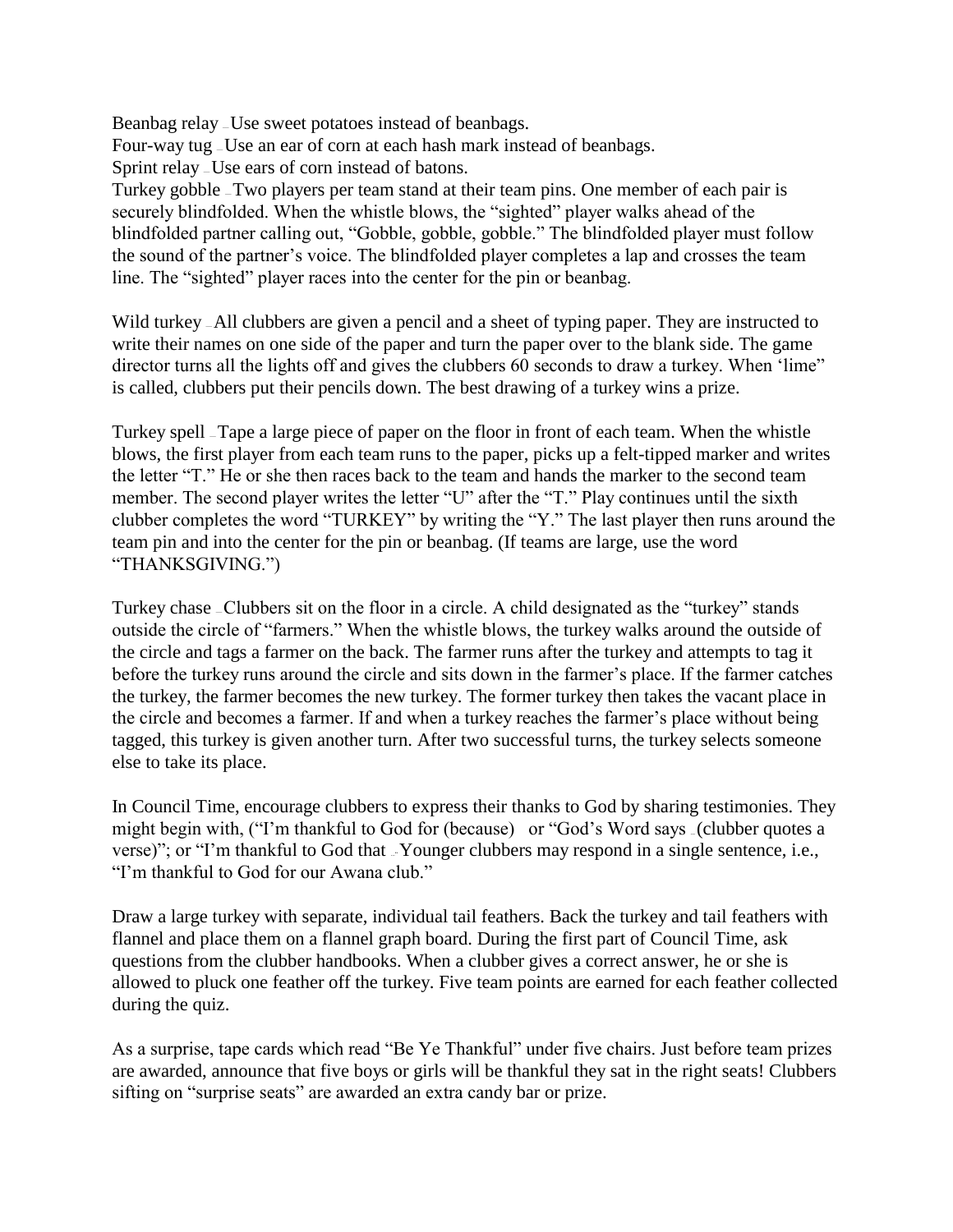Beanbag relay – Use sweet potatoes instead of beanbags.
Four-way tug – Use an ear of corn at each hash mark instead of beanbags.
Sprint relay – Use ears of corn instead of batons.
Turkey gobble – Two players per team stand at their team pins. One member of each pair is securely blindfolded. When the whistle blows, the "sighted" player walks ahead of the blindfolded partner calling out, "Gobble, gobble, gobble." The blindfolded player must follow the sound of the partner's voice. The blindfolded player completes a lap and crosses the team line. The "sighted" player races into the center for the pin or beanbag.

Wild turkey – All clubbers are given a pencil and a sheet of typing paper. They are instructed to write their names on one side of the paper and turn the paper over to the blank side. The game director turns all the lights off and gives the clubbers 60 seconds to draw a turkey. When 'lime" is called, clubbers put their pencils down. The best drawing of a turkey wins a prize.

Turkey spell – Tape a large piece of paper on the floor in front of each team. When the whistle blows, the first player from each team runs to the paper, picks up a felt-tipped marker and writes the letter "T." He or she then races back to the team and hands the marker to the second team member. The second player writes the letter "U" after the "T." Play continues until the sixth clubber completes the word "TURKEY" by writing the "Y." The last player then runs around the team pin and into the center for the pin or beanbag. (If teams are large, use the word "THANKSGIVING.")

Turkey chase – Clubbers sit on the floor in a circle. A child designated as the "turkey" stands outside the circle of "farmers." When the whistle blows, the turkey walks around the outside of the circle and tags a farmer on the back. The farmer runs after the turkey and attempts to tag it before the turkey runs around the circle and sits down in the farmer's place. If the farmer catches the turkey, the farmer becomes the new turkey. The former turkey then takes the vacant place in the circle and becomes a farmer. If and when a turkey reaches the farmer's place without being tagged, this turkey is given another turn. After two successful turns, the turkey selects someone else to take its place.

In Council Time, encourage clubbers to express their thanks to God by sharing testimonies. They might begin with, ("I'm thankful to God for (because) or "God's Word says – (clubber quotes a verse)"; or "I'm thankful to God that – Younger clubbers may respond in a single sentence, i.e., "I'm thankful to God for our Awana club."

Draw a large turkey with separate, individual tail feathers. Back the turkey and tail feathers with flannel and place them on a flannel graph board. During the first part of Council Time, ask questions from the clubber handbooks. When a clubber gives a correct answer, he or she is allowed to pluck one feather off the turkey. Five team points are earned for each feather collected during the quiz.

As a surprise, tape cards which read "Be Ye Thankful" under five chairs. Just before team prizes are awarded, announce that five boys or girls will be thankful they sat in the right seats! Clubbers sifting on "surprise seats" are awarded an extra candy bar or prize.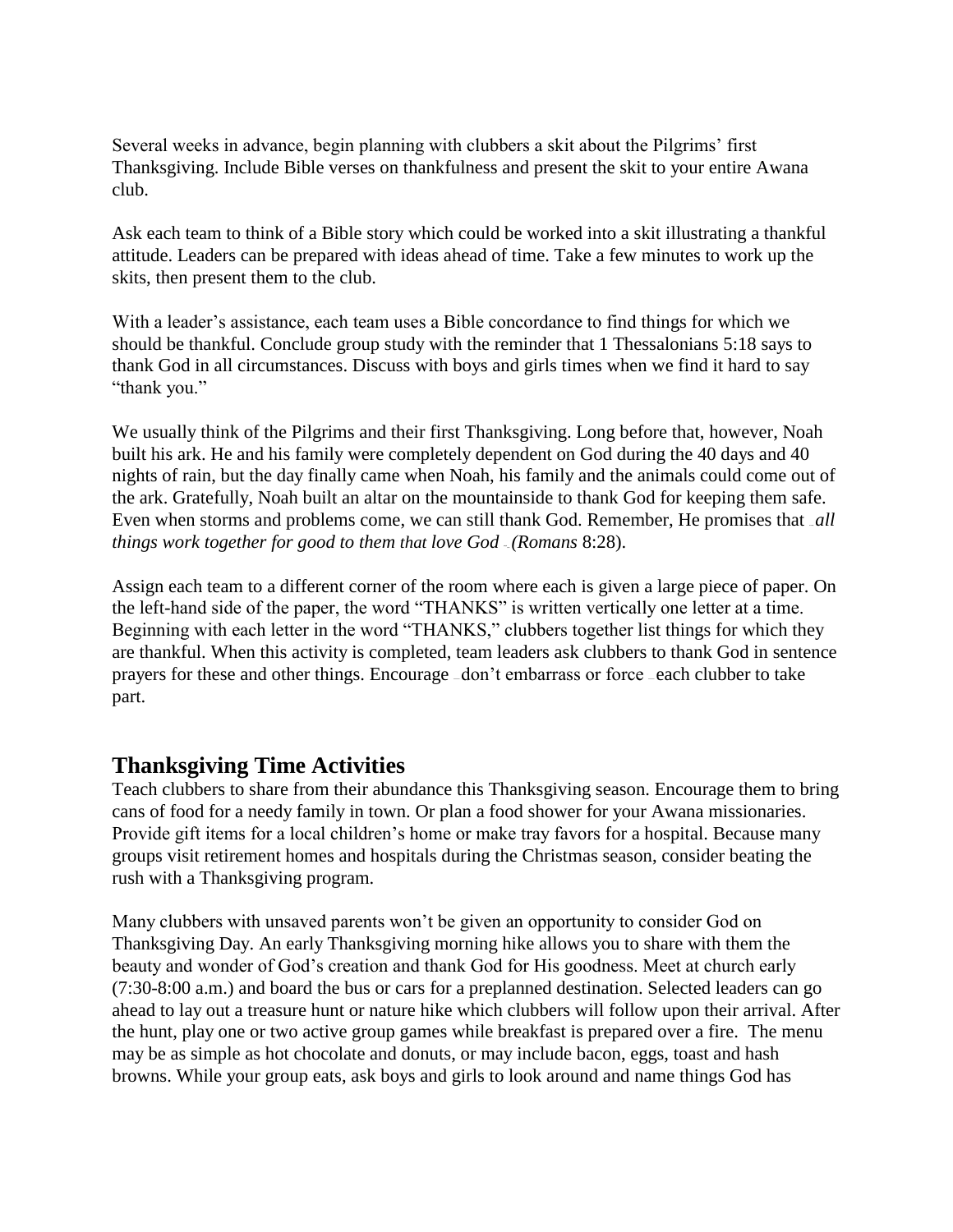Several weeks in advance, begin planning with clubbers a skit about the Pilgrims' first Thanksgiving. Include Bible verses on thankfulness and present the skit to your entire Awana club.

Ask each team to think of a Bible story which could be worked into a skit illustrating a thankful attitude. Leaders can be prepared with ideas ahead of time. Take a few minutes to work up the skits, then present them to the club.

With a leader's assistance, each team uses a Bible concordance to find things for which we should be thankful. Conclude group study with the reminder that 1 Thessalonians 5:18 says to thank God in all circumstances. Discuss with boys and girls times when we find it hard to say "thank you."

We usually think of the Pilgrims and their first Thanksgiving. Long before that, however, Noah built his ark. He and his family were completely dependent on God during the 40 days and 40 nights of rain, but the day finally came when Noah, his family and the animals could come out of the ark. Gratefully, Noah built an altar on the mountainside to thank God for keeping them safe. Even when storms and problems come, we can still thank God. Remember, He promises that *all things work together for good to them that love God* (*Romans* 8:28).

Assign each team to a different corner of the room where each is given a large piece of paper. On the left-hand side of the paper, the word "THANKS" is written vertically one letter at a time. Beginning with each letter in the word "THANKS," clubbers together list things for which they are thankful. When this activity is completed, team leaders ask clubbers to thank God in sentence prayers for these and other things. Encourage – don't embarrass or force – each clubber to take part.

## Thanksgiving Time Activities

Teach clubbers to share from their abundance this Thanksgiving season. Encourage them to bring cans of food for a needy family in town. Or plan a food shower for your Awana missionaries. Provide gift items for a local children's home or make tray favors for a hospital. Because many groups visit retirement homes and hospitals during the Christmas season, consider beating the rush with a Thanksgiving program.

Many clubbers with unsaved parents won't be given an opportunity to consider God on Thanksgiving Day. An early Thanksgiving morning hike allows you to share with them the beauty and wonder of God's creation and thank God for His goodness. Meet at church early (7:30-8:00 a.m.) and board the bus or cars for a preplanned destination. Selected leaders can go ahead to lay out a treasure hunt or nature hike which clubbers will follow upon their arrival. After the hunt, play one or two active group games while breakfast is prepared over a fire. The menu may be as simple as hot chocolate and donuts, or may include bacon, eggs, toast and hash browns. While your group eats, ask boys and girls to look around and name things God has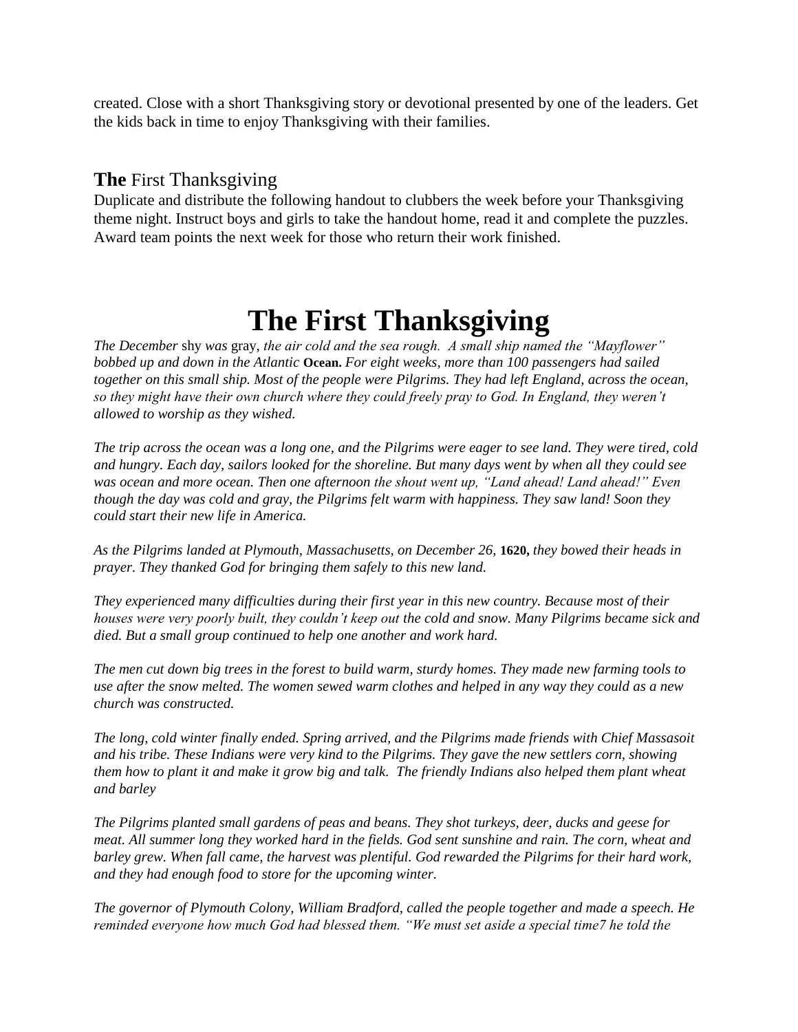created. Close with a short Thanksgiving story or devotional presented by one of the leaders. Get the kids back in time to enjoy Thanksgiving with their families.

## **The** First Thanksgiving

Duplicate and distribute the following handout to clubbers the week before your Thanksgiving theme night. Instruct boys and girls to take the handout home, read it and complete the puzzles. Award team points the next week for those who return their work finished.

# The First Thanksgiving

*The December* shy *was* gray, *the air cold and the sea rough. A small ship named the "Mayflower" bobbed up and down in the Atlantic* **Ocean.** *For eight weeks, more than 100 passengers had sailed together on this small ship. Most of the people were Pilgrims. They had left England, across the ocean, so they might have their own church where they could freely pray to God. In England, they weren't allowed to worship as they wished.*

*The trip across the ocean was a long one, and the Pilgrims were eager to see land. They were tired, cold and hungry. Each day, sailors looked for the shoreline. But many days went by when all they could see was ocean and more ocean. Then one afternoon the shout went up, "Land ahead! Land ahead!" Even though the day was cold and gray, the Pilgrims felt warm with happiness. They saw land! Soon they could start their new life in America.*

*As the Pilgrims landed at Plymouth, Massachusetts, on December 26,* **1620,** *they bowed their heads in prayer. They thanked God for bringing them safely to this new land.*

*They experienced many difficulties during their first year in this new country. Because most of their houses were very poorly built, they couldn't keep out the cold and snow. Many Pilgrims became sick and died. But a small group continued to help one another and work hard.*

*The men cut down big trees in the forest to build warm, sturdy homes. They made new farming tools to use after the snow melted. The women sewed warm clothes and helped in any way they could as a new church was constructed.*

*The long, cold winter finally ended. Spring arrived, and the Pilgrims made friends with Chief Massasoit and his tribe. These Indians were very kind to the Pilgrims. They gave the new settlers corn, showing them how to plant it and make it grow big and talk. The friendly Indians also helped them plant wheat and barley*

*The Pilgrims planted small gardens of peas and beans. They shot turkeys, deer, ducks and geese for meat. All summer long they worked hard in the fields. God sent sunshine and rain. The corn, wheat and barley grew. When fall came, the harvest was plentiful. God rewarded the Pilgrims for their hard work, and they had enough food to store for the upcoming winter.*

*The governor of Plymouth Colony, William Bradford, called the people together and made a speech. He reminded everyone how much God had blessed them. "We must set aside a special time7 he told the*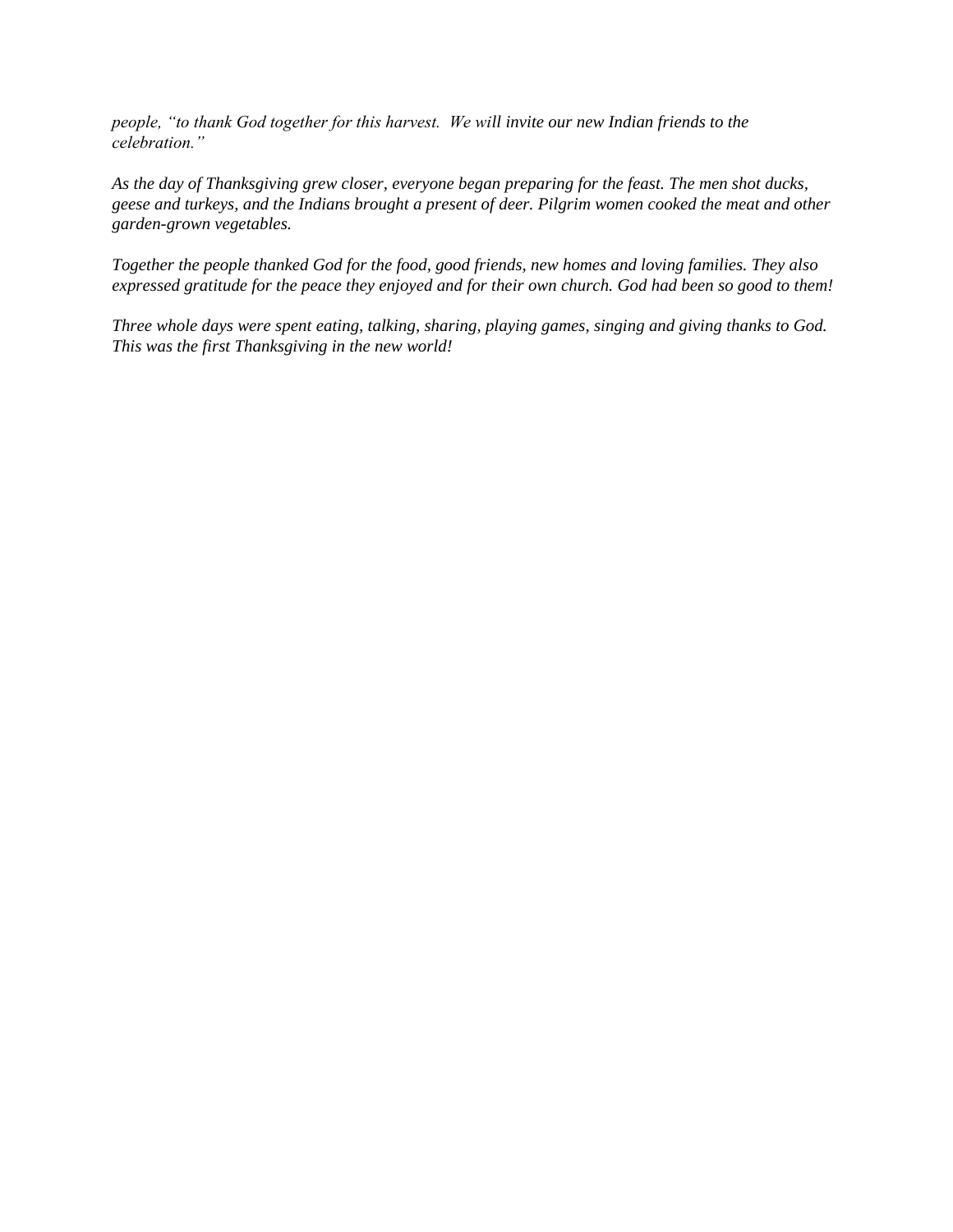*people, "to thank God together for this harvest. We will invite our new Indian friends to the celebration."*

*As the day of Thanksgiving grew closer, everyone began preparing for the feast. The men shot ducks, geese and turkeys, and the Indians brought a present of deer. Pilgrim women cooked the meat and other garden-grown vegetables.*

*Together the people thanked God for the food, good friends, new homes and loving families. They also expressed gratitude for the peace they enjoyed and for their own church. God had been so good to them!*

*Three whole days were spent eating, talking, sharing, playing games, singing and giving thanks to God. This was the first Thanksgiving in the new world!*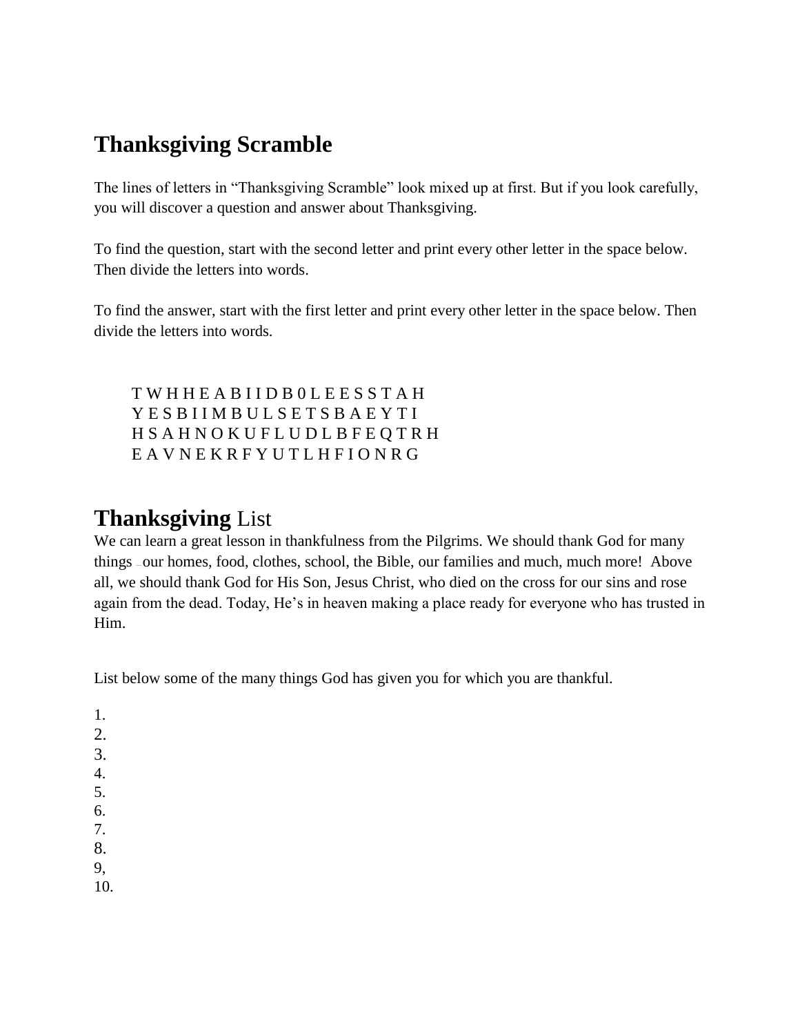## Thanksgiving Scramble

The lines of letters in "Thanksgiving Scramble" look mixed up at first. But if you look carefully, you will discover a question and answer about Thanksgiving.

To find the question, start with the second letter and print every other letter in the space below. Then divide the letters into words.

To find the answer, start with the first letter and print every other letter in the space below. Then divide the letters into words.

T W H H E A B I I D B 0 L E E S S T A H
Y E S B I I M B U L S E T S B A E Y T I
H S A H N O K U F L U D L B F E Q T R H
E A V N E K R F Y U T L H F I O N R G

## **Thanksgiving** List

We can learn a great lesson in thankfulness from the Pilgrims. We should thank God for many things – our homes, food, clothes, school, the Bible, our families and much, much more! Above all, we should thank God for His Son, Jesus Christ, who died on the cross for our sins and rose again from the dead. Today, He's in heaven making a place ready for everyone who has trusted in Him.

List below some of the many things God has given you for which you are thankful.

1.
2.
3.
4.
5.
6.
7.
8.
9,
10.